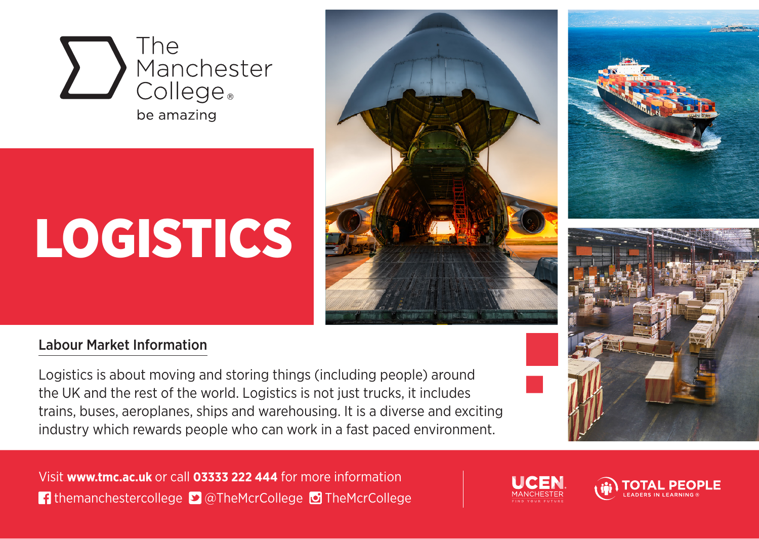The Manchester College®

be amazing

# LOGISTICS

## Labour Market Information

Logistics is about moving and storing things (including people) around the UK and the rest of the world. Logistics is not just trucks, it includes trains, buses, aeroplanes, ships and warehousing. It is a diverse and exciting industry which rewards people who can work in a fast paced environment.

Visit **www.tmc.ac.uk** or call **03333 222 444** for more information

themanchestercollege @TheMcrCollege TheMcrCollege

UCEN MANCHESTER FIND YOUR FUTURE

TOTAL PEOPLE LEADERS IN LEARNING®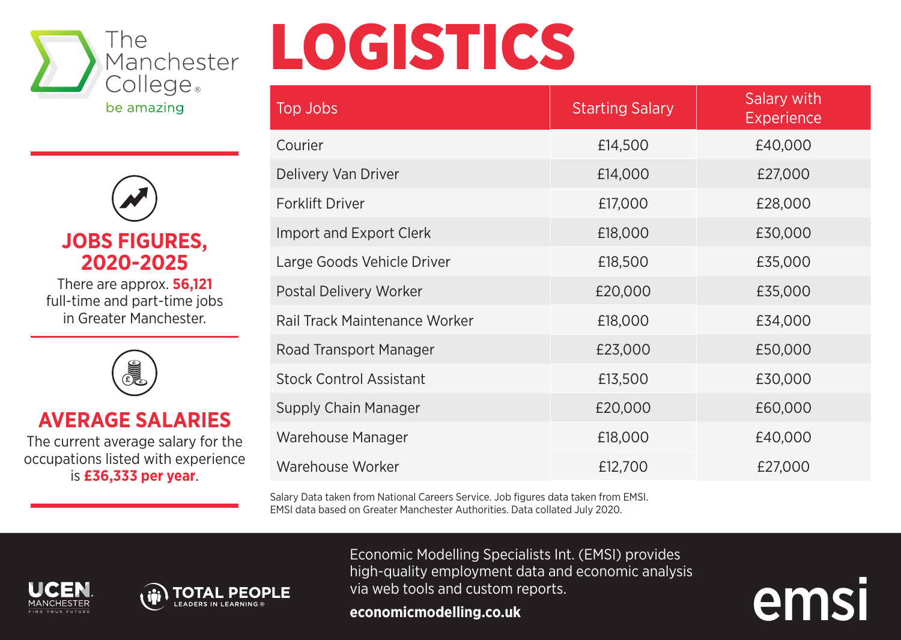The Manchester College

be amazing

# LOGISTICS

## JOBS FIGURES, 2020-2025

There are approx. **56,121** full-time and part-time jobs in Greater Manchester.

## AVERAGE SALARIES

The current average salary for the occupations listed with experience is **£36,333 per year**.

| Top Jobs | Starting Salary | Salary with Experience |
| --- | --- | --- |
| Courier | £14,500 | £40,000 |
| Delivery Van Driver | £14,000 | £27,000 |
| Forklift Driver | £17,000 | £28,000 |
| Import and Export Clerk | £18,000 | £30,000 |
| Large Goods Vehicle Driver | £18,500 | £35,000 |
| Postal Delivery Worker | £20,000 | £35,000 |
| Rail Track Maintenance Worker | £18,000 | £34,000 |
| Road Transport Manager | £23,000 | £50,000 |
| Stock Control Assistant | £13,500 | £30,000 |
| Supply Chain Manager | £20,000 | £60,000 |
| Warehouse Manager | £18,000 | £40,000 |
| Warehouse Worker | £12,700 | £27,000 |

Salary Data taken from National Careers Service. Job figures data taken from EMSI.
EMSI data based on Greater Manchester Authorities. Data collated July 2020.

UCEN MANCHESTER FIND YOUR FUTURE

TOTAL PEOPLE LEADERS IN LEARNING

Economic Modelling Specialists Int. (EMSI) provides high-quality employment data and economic analysis via web tools and custom reports.

**economicmodelling.co.uk**

emsi